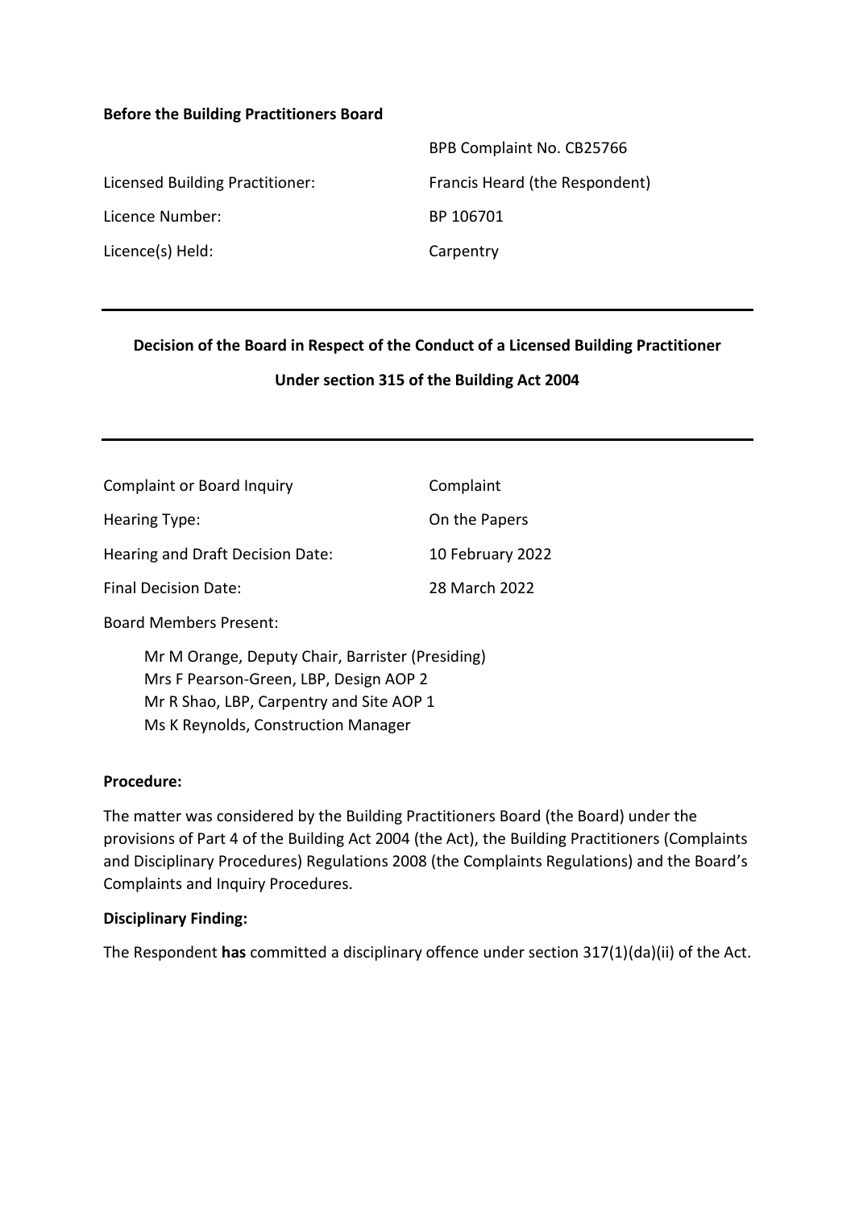**Before the Building Practitioners Board**

| | |
|---|---|
| | BPB Complaint No. CB25766 |
| Licensed Building Practitioner: | Francis Heard (the Respondent) |
| Licence Number: | BP 106701 |
| Licence(s) Held: | Carpentry |

---

**Decision of the Board in Respect of the Conduct of a Licensed Building Practitioner**

**Under section 315 of the Building Act 2004**

---

| | |
|---|---|
| Complaint or Board Inquiry | Complaint |
| Hearing Type: | On the Papers |
| Hearing and Draft Decision Date: | 10 February 2022 |
| Final Decision Date: | 28 March 2022 |

Board Members Present:

Mr M Orange, Deputy Chair, Barrister (Presiding)
Mrs F Pearson-Green, LBP, Design AOP 2
Mr R Shao, LBP, Carpentry and Site AOP 1
Ms K Reynolds, Construction Manager

**Procedure:**

The matter was considered by the Building Practitioners Board (the Board) under the provisions of Part 4 of the Building Act 2004 (the Act), the Building Practitioners (Complaints and Disciplinary Procedures) Regulations 2008 (the Complaints Regulations) and the Board's Complaints and Inquiry Procedures.

**Disciplinary Finding:**

The Respondent **has** committed a disciplinary offence under section 317(1)(da)(ii) of the Act.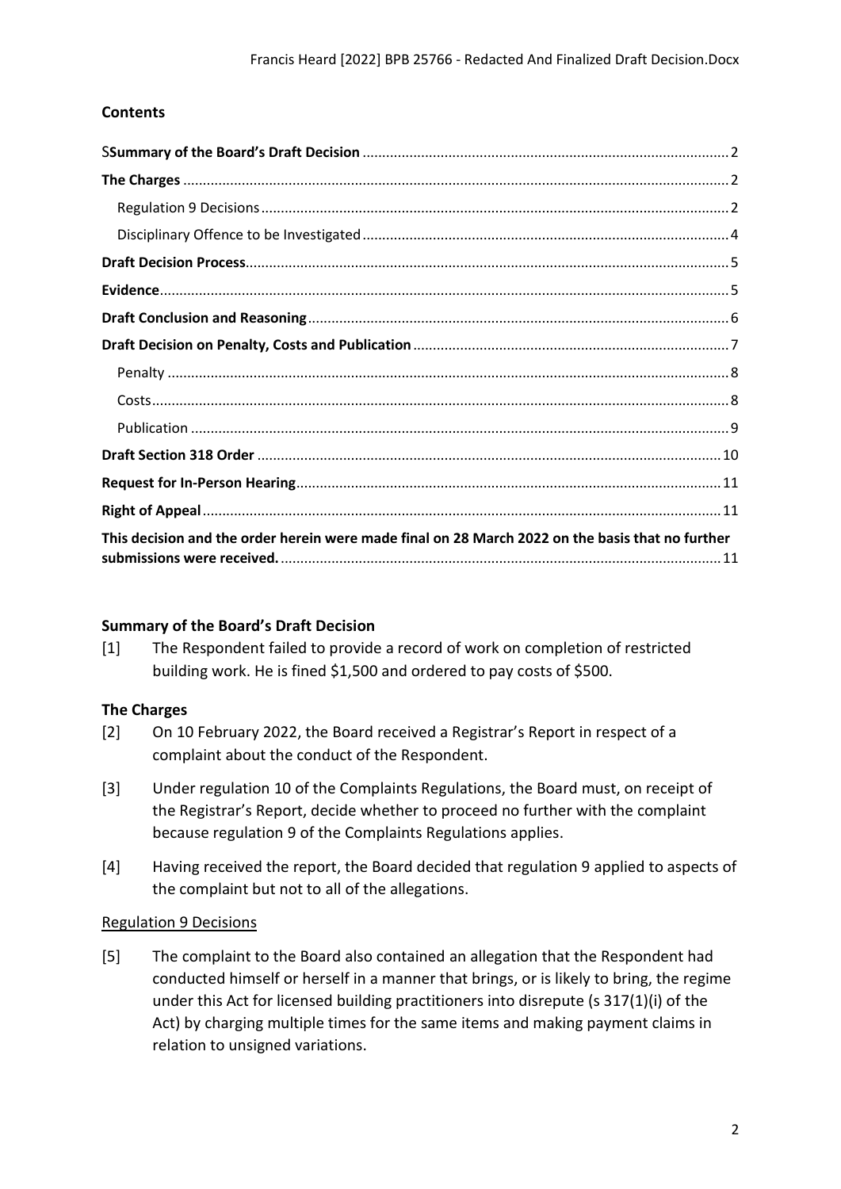## Contents

| | |
|---|---|
| **SSummary of the Board's Draft Decision** | 2 |
| **The Charges** | 2 |
| Regulation 9 Decisions | 2 |
| Disciplinary Offence to be Investigated | 4 |
| **Draft Decision Process** | 5 |
| **Evidence** | 5 |
| **Draft Conclusion and Reasoning** | 6 |
| **Draft Decision on Penalty, Costs and Publication** | 7 |
| Penalty | 8 |
| Costs | 8 |
| Publication | 9 |
| **Draft Section 318 Order** | 10 |
| **Request for In-Person Hearing** | 11 |
| **Right of Appeal** | 11 |
| **This decision and the order herein were made final on 28 March 2022 on the basis that no further submissions were received.** | 11 |

## Summary of the Board's Draft Decision

[1] The Respondent failed to provide a record of work on completion of restricted building work. He is fined $1,500 and ordered to pay costs of $500.

## The Charges

[2] On 10 February 2022, the Board received a Registrar's Report in respect of a complaint about the conduct of the Respondent.

[3] Under regulation 10 of the Complaints Regulations, the Board must, on receipt of the Registrar's Report, decide whether to proceed no further with the complaint because regulation 9 of the Complaints Regulations applies.

[4] Having received the report, the Board decided that regulation 9 applied to aspects of the complaint but not to all of the allegations.

### Regulation 9 Decisions

[5] The complaint to the Board also contained an allegation that the Respondent had conducted himself or herself in a manner that brings, or is likely to bring, the regime under this Act for licensed building practitioners into disrepute (s 317(1)(i) of the Act) by charging multiple times for the same items and making payment claims in relation to unsigned variations.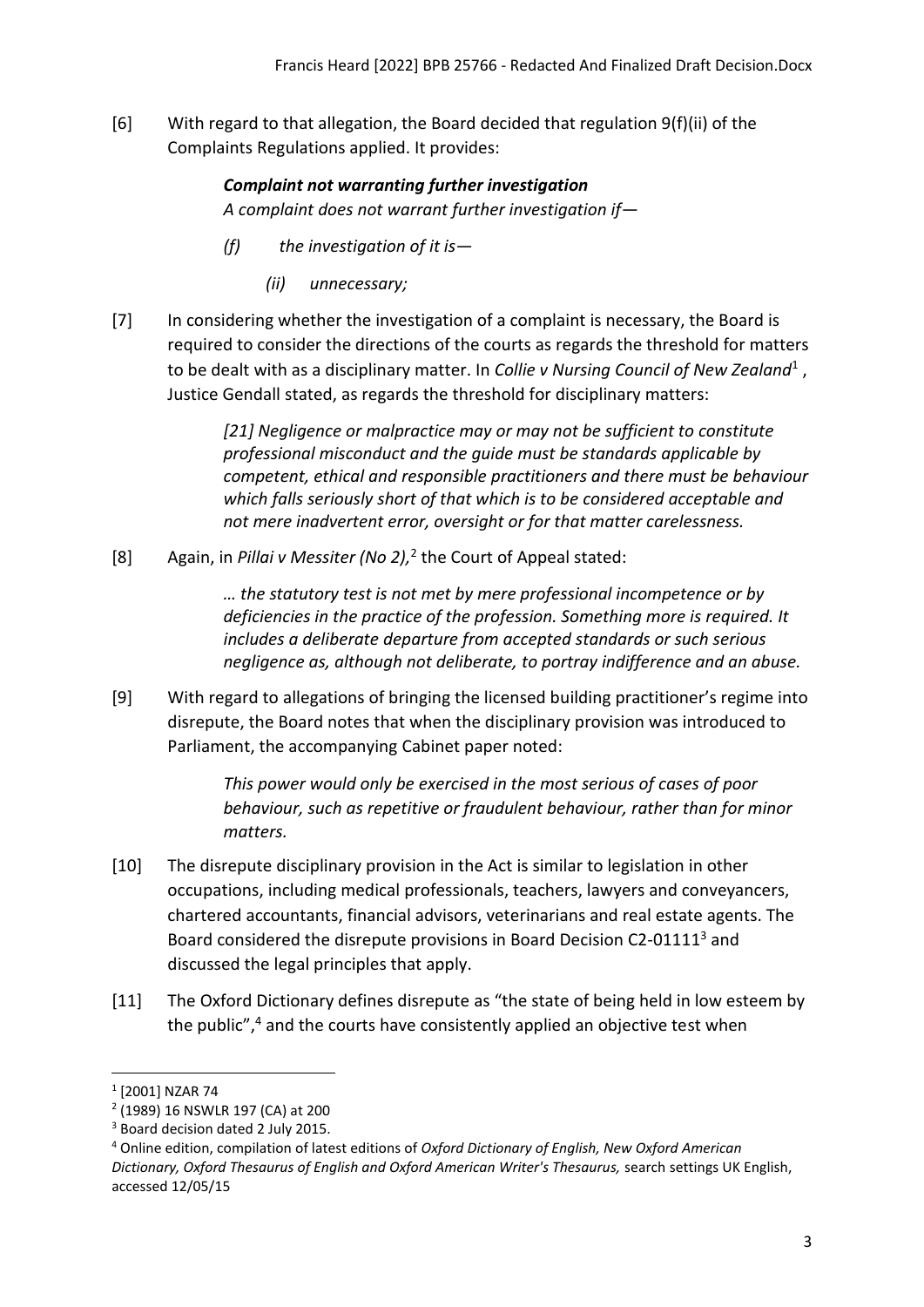[6] With regard to that allegation, the Board decided that regulation 9(f)(ii) of the Complaints Regulations applied. It provides:

> ***Complaint not warranting further investigation***
> *A complaint does not warrant further investigation if—*
>
> *(f) the investigation of it is—*
>
> *(ii) unnecessary;*

[7] In considering whether the investigation of a complaint is necessary, the Board is required to consider the directions of the courts as regards the threshold for matters to be dealt with as a disciplinary matter. In *Collie v Nursing Council of New Zealand*[1], Justice Gendall stated, as regards the threshold for disciplinary matters:

> *[21] Negligence or malpractice may or may not be sufficient to constitute professional misconduct and the guide must be standards applicable by competent, ethical and responsible practitioners and there must be behaviour which falls seriously short of that which is to be considered acceptable and not mere inadvertent error, oversight or for that matter carelessness.*

[8] Again, in *Pillai v Messiter (No 2),*[2] the Court of Appeal stated:

> *… the statutory test is not met by mere professional incompetence or by deficiencies in the practice of the profession. Something more is required. It includes a deliberate departure from accepted standards or such serious negligence as, although not deliberate, to portray indifference and an abuse.*

[9] With regard to allegations of bringing the licensed building practitioner's regime into disrepute, the Board notes that when the disciplinary provision was introduced to Parliament, the accompanying Cabinet paper noted:

> *This power would only be exercised in the most serious of cases of poor behaviour, such as repetitive or fraudulent behaviour, rather than for minor matters.*

[10] The disrepute disciplinary provision in the Act is similar to legislation in other occupations, including medical professionals, teachers, lawyers and conveyancers, chartered accountants, financial advisors, veterinarians and real estate agents. The Board considered the disrepute provisions in Board Decision C2-01111[3] and discussed the legal principles that apply.

[11] The Oxford Dictionary defines disrepute as "the state of being held in low esteem by the public",[4] and the courts have consistently applied an objective test when

---

[1] [2001] NZAR 74

[2] (1989) 16 NSWLR 197 (CA) at 200

[3] Board decision dated 2 July 2015.

[4] Online edition, compilation of latest editions of *Oxford Dictionary of English, New Oxford American Dictionary, Oxford Thesaurus of English and Oxford American Writer's Thesaurus,* search settings UK English, accessed 12/05/15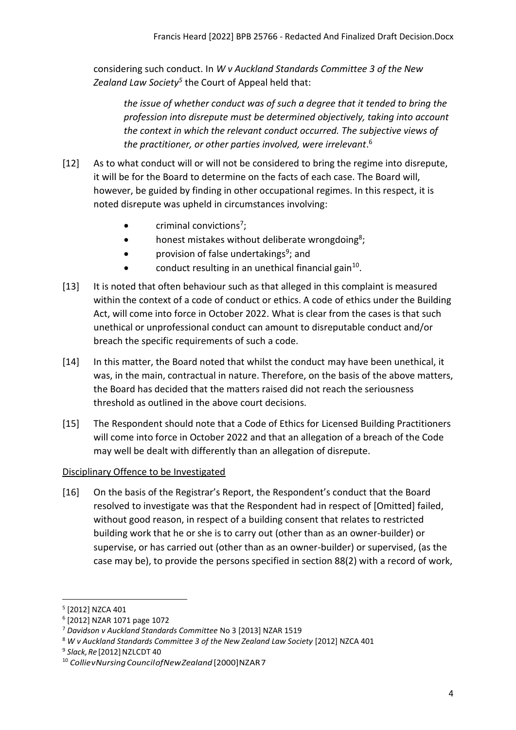considering such conduct. In *W v Auckland Standards Committee 3 of the New Zealand Law Society*[5] the Court of Appeal held that:

> *the issue of whether conduct was of such a degree that it tended to bring the profession into disrepute must be determined objectively, taking into account the context in which the relevant conduct occurred. The subjective views of the practitioner, or other parties involved, were irrelevant*.[6]

[12] As to what conduct will or will not be considered to bring the regime into disrepute, it will be for the Board to determine on the facts of each case. The Board will, however, be guided by finding in other occupational regimes. In this respect, it is noted disrepute was upheld in circumstances involving:

- criminal convictions[7];
- honest mistakes without deliberate wrongdoing[8];
- provision of false undertakings[9]; and
- conduct resulting in an unethical financial gain[10].

[13] It is noted that often behaviour such as that alleged in this complaint is measured within the context of a code of conduct or ethics. A code of ethics under the Building Act, will come into force in October 2022. What is clear from the cases is that such unethical or unprofessional conduct can amount to disreputable conduct and/or breach the specific requirements of such a code.

[14] In this matter, the Board noted that whilst the conduct may have been unethical, it was, in the main, contractual in nature. Therefore, on the basis of the above matters, the Board has decided that the matters raised did not reach the seriousness threshold as outlined in the above court decisions.

[15] The Respondent should note that a Code of Ethics for Licensed Building Practitioners will come into force in October 2022 and that an allegation of a breach of the Code may well be dealt with differently than an allegation of disrepute.

Disciplinary Offence to be Investigated

[16] On the basis of the Registrar's Report, the Respondent's conduct that the Board resolved to investigate was that the Respondent had in respect of [Omitted] failed, without good reason, in respect of a building consent that relates to restricted building work that he or she is to carry out (other than as an owner-builder) or supervise, or has carried out (other than as an owner-builder) or supervised, (as the case may be), to provide the persons specified in section 88(2) with a record of work,

---

[5] [2012] NZCA 401

[6] [2012] NZAR 1071 page 1072

[7] *Davidson v Auckland Standards Committee* No 3 [2013] NZAR 1519

[8] *W v Auckland Standards Committee 3 of the New Zealand Law Society* [2012] NZCA 401

[9] *Slack, Re* [2012] NZLCDT 40

[10] *Collie v Nursing Council of New Zealand* [2000] NZAR 7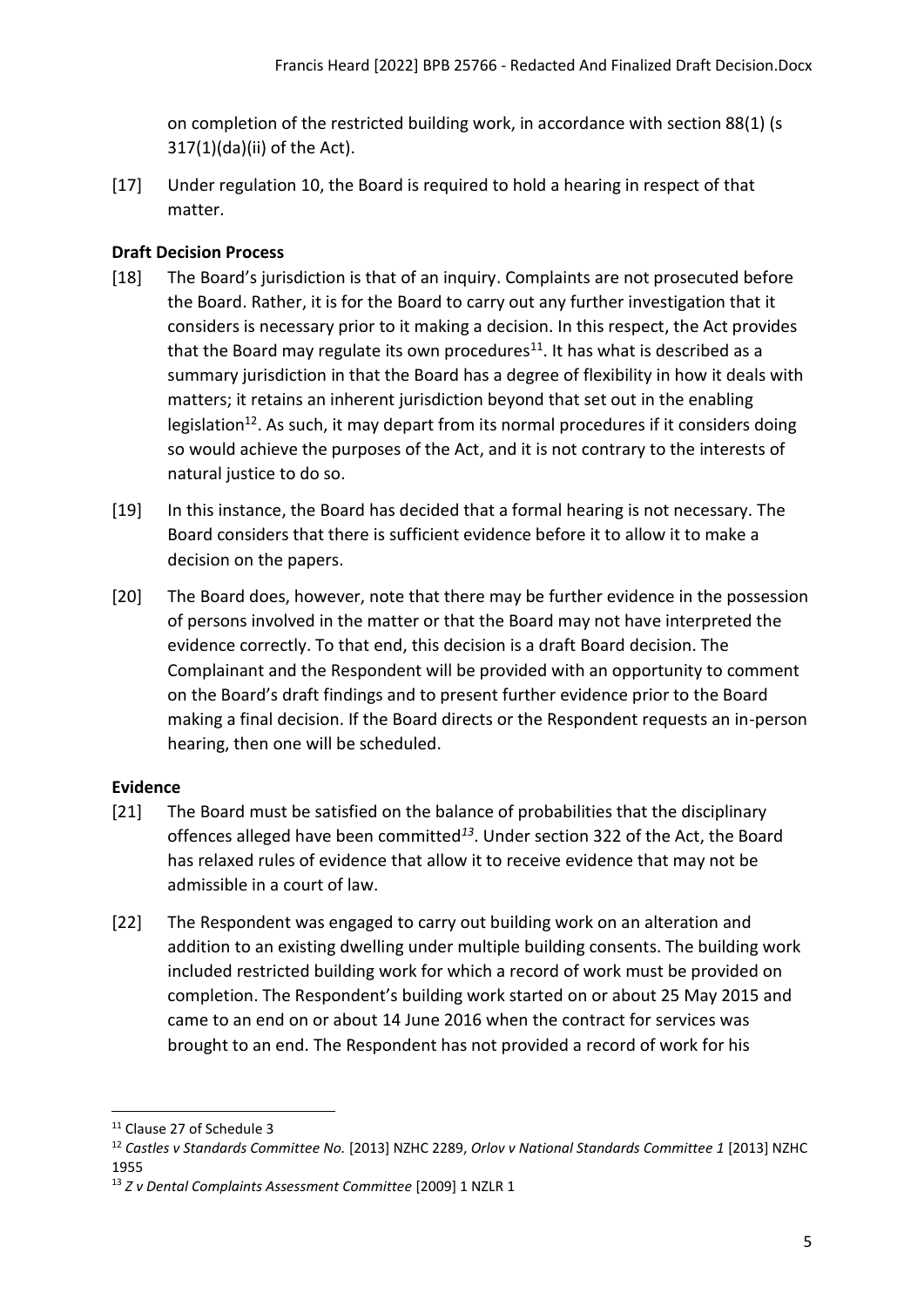on completion of the restricted building work, in accordance with section 88(1) (s 317(1)(da)(ii) of the Act).

[17] Under regulation 10, the Board is required to hold a hearing in respect of that matter.

**Draft Decision Process**

[18] The Board's jurisdiction is that of an inquiry. Complaints are not prosecuted before the Board. Rather, it is for the Board to carry out any further investigation that it considers is necessary prior to it making a decision. In this respect, the Act provides that the Board may regulate its own procedures[11]. It has what is described as a summary jurisdiction in that the Board has a degree of flexibility in how it deals with matters; it retains an inherent jurisdiction beyond that set out in the enabling legislation[12]. As such, it may depart from its normal procedures if it considers doing so would achieve the purposes of the Act, and it is not contrary to the interests of natural justice to do so.

[19] In this instance, the Board has decided that a formal hearing is not necessary. The Board considers that there is sufficient evidence before it to allow it to make a decision on the papers.

[20] The Board does, however, note that there may be further evidence in the possession of persons involved in the matter or that the Board may not have interpreted the evidence correctly. To that end, this decision is a draft Board decision. The Complainant and the Respondent will be provided with an opportunity to comment on the Board's draft findings and to present further evidence prior to the Board making a final decision. If the Board directs or the Respondent requests an in-person hearing, then one will be scheduled.

**Evidence**

[21] The Board must be satisfied on the balance of probabilities that the disciplinary offences alleged have been committed[13]. Under section 322 of the Act, the Board has relaxed rules of evidence that allow it to receive evidence that may not be admissible in a court of law.

[22] The Respondent was engaged to carry out building work on an alteration and addition to an existing dwelling under multiple building consents. The building work included restricted building work for which a record of work must be provided on completion. The Respondent's building work started on or about 25 May 2015 and came to an end on or about 14 June 2016 when the contract for services was brought to an end. The Respondent has not provided a record of work for his

---

[11] Clause 27 of Schedule 3

[12] *Castles v Standards Committee No.* [2013] NZHC 2289, *Orlov v National Standards Committee 1* [2013] NZHC 1955

[13] *Z v Dental Complaints Assessment Committee* [2009] 1 NZLR 1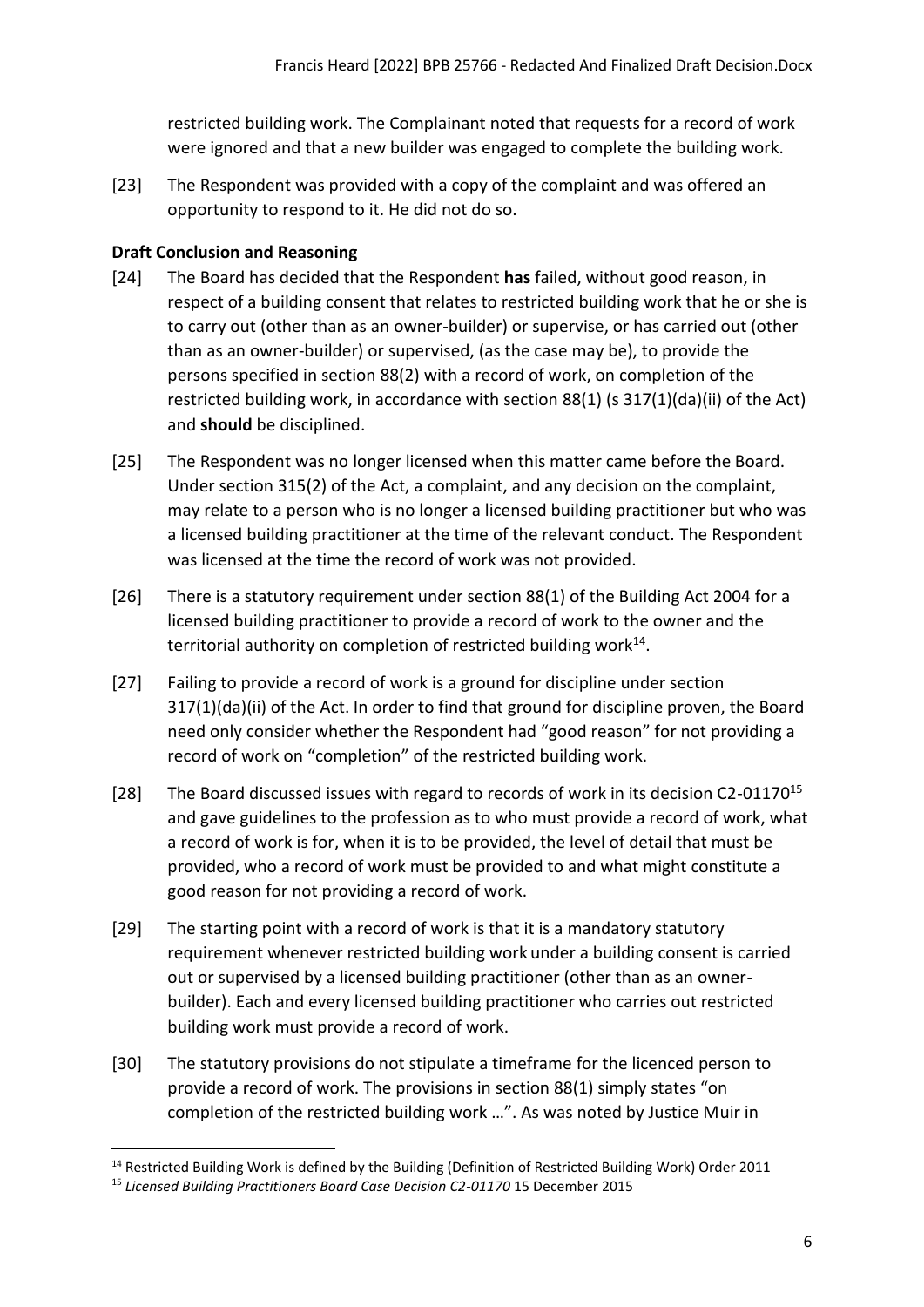restricted building work. The Complainant noted that requests for a record of work were ignored and that a new builder was engaged to complete the building work.

[23] The Respondent was provided with a copy of the complaint and was offered an opportunity to respond to it. He did not do so.

**Draft Conclusion and Reasoning**

[24] The Board has decided that the Respondent **has** failed, without good reason, in respect of a building consent that relates to restricted building work that he or she is to carry out (other than as an owner-builder) or supervise, or has carried out (other than as an owner-builder) or supervised, (as the case may be), to provide the persons specified in section 88(2) with a record of work, on completion of the restricted building work, in accordance with section 88(1) (s 317(1)(da)(ii) of the Act) and **should** be disciplined.

[25] The Respondent was no longer licensed when this matter came before the Board. Under section 315(2) of the Act, a complaint, and any decision on the complaint, may relate to a person who is no longer a licensed building practitioner but who was a licensed building practitioner at the time of the relevant conduct. The Respondent was licensed at the time the record of work was not provided.

[26] There is a statutory requirement under section 88(1) of the Building Act 2004 for a licensed building practitioner to provide a record of work to the owner and the territorial authority on completion of restricted building work[14].

[27] Failing to provide a record of work is a ground for discipline under section 317(1)(da)(ii) of the Act. In order to find that ground for discipline proven, the Board need only consider whether the Respondent had "good reason" for not providing a record of work on "completion" of the restricted building work.

[28] The Board discussed issues with regard to records of work in its decision C2-01170[15] and gave guidelines to the profession as to who must provide a record of work, what a record of work is for, when it is to be provided, the level of detail that must be provided, who a record of work must be provided to and what might constitute a good reason for not providing a record of work.

[29] The starting point with a record of work is that it is a mandatory statutory requirement whenever restricted building work under a building consent is carried out or supervised by a licensed building practitioner (other than as an owner-builder). Each and every licensed building practitioner who carries out restricted building work must provide a record of work.

[30] The statutory provisions do not stipulate a timeframe for the licenced person to provide a record of work. The provisions in section 88(1) simply states "on completion of the restricted building work …". As was noted by Justice Muir in

---

[14] Restricted Building Work is defined by the Building (Definition of Restricted Building Work) Order 2011

[15] *Licensed Building Practitioners Board Case Decision C2-01170* 15 December 2015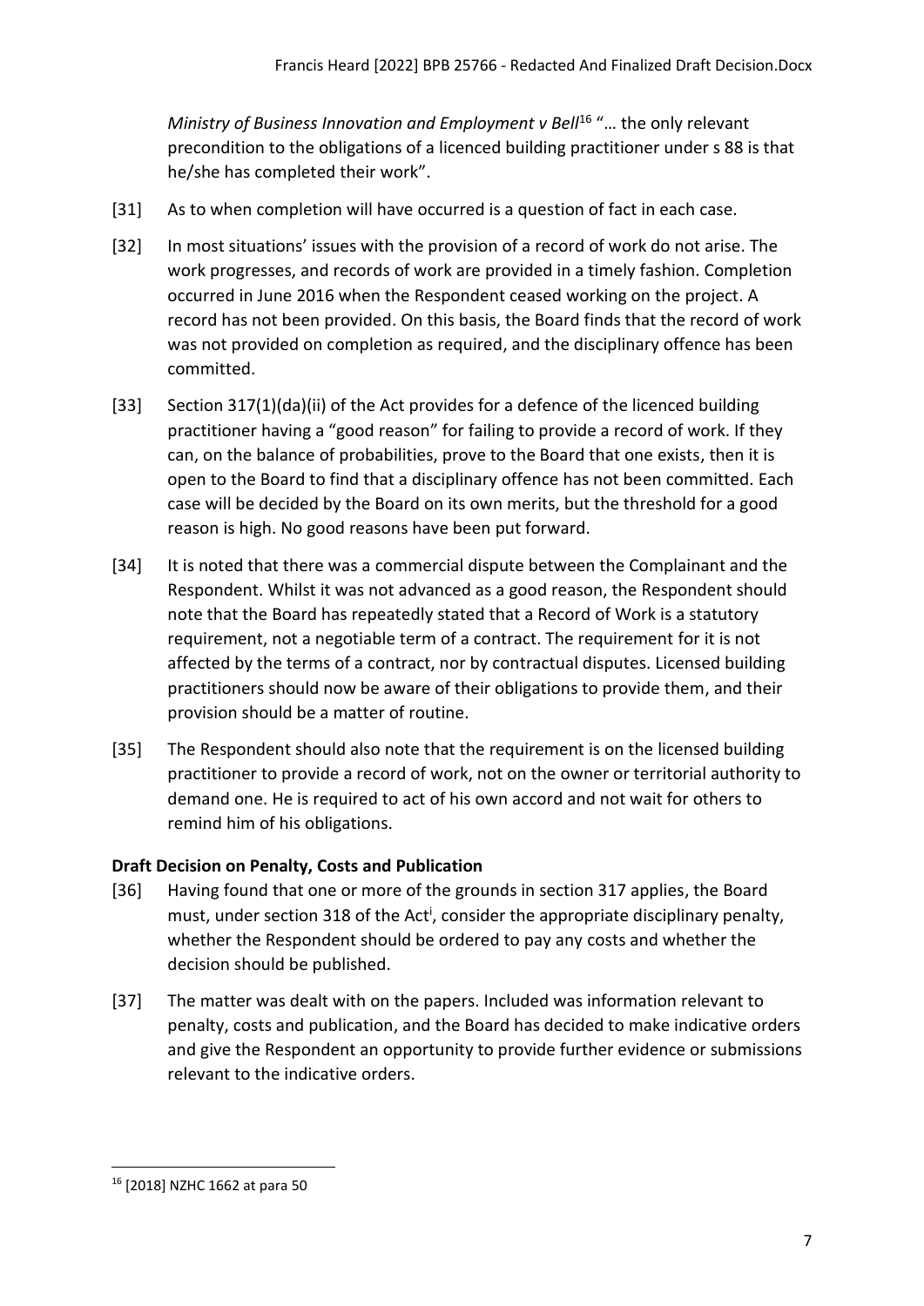*Ministry of Business Innovation and Employment v Bell*[16] "… the only relevant precondition to the obligations of a licenced building practitioner under s 88 is that he/she has completed their work".

[31] As to when completion will have occurred is a question of fact in each case.

[32] In most situations' issues with the provision of a record of work do not arise. The work progresses, and records of work are provided in a timely fashion. Completion occurred in June 2016 when the Respondent ceased working on the project. A record has not been provided. On this basis, the Board finds that the record of work was not provided on completion as required, and the disciplinary offence has been committed.

[33] Section 317(1)(da)(ii) of the Act provides for a defence of the licenced building practitioner having a "good reason" for failing to provide a record of work. If they can, on the balance of probabilities, prove to the Board that one exists, then it is open to the Board to find that a disciplinary offence has not been committed. Each case will be decided by the Board on its own merits, but the threshold for a good reason is high. No good reasons have been put forward.

[34] It is noted that there was a commercial dispute between the Complainant and the Respondent. Whilst it was not advanced as a good reason, the Respondent should note that the Board has repeatedly stated that a Record of Work is a statutory requirement, not a negotiable term of a contract. The requirement for it is not affected by the terms of a contract, nor by contractual disputes. Licensed building practitioners should now be aware of their obligations to provide them, and their provision should be a matter of routine.

[35] The Respondent should also note that the requirement is on the licensed building practitioner to provide a record of work, not on the owner or territorial authority to demand one. He is required to act of his own accord and not wait for others to remind him of his obligations.

## Draft Decision on Penalty, Costs and Publication

[36] Having found that one or more of the grounds in section 317 applies, the Board must, under section 318 of the Act[i], consider the appropriate disciplinary penalty, whether the Respondent should be ordered to pay any costs and whether the decision should be published.

[37] The matter was dealt with on the papers. Included was information relevant to penalty, costs and publication, and the Board has decided to make indicative orders and give the Respondent an opportunity to provide further evidence or submissions relevant to the indicative orders.

---

[16] [2018] NZHC 1662 at para 50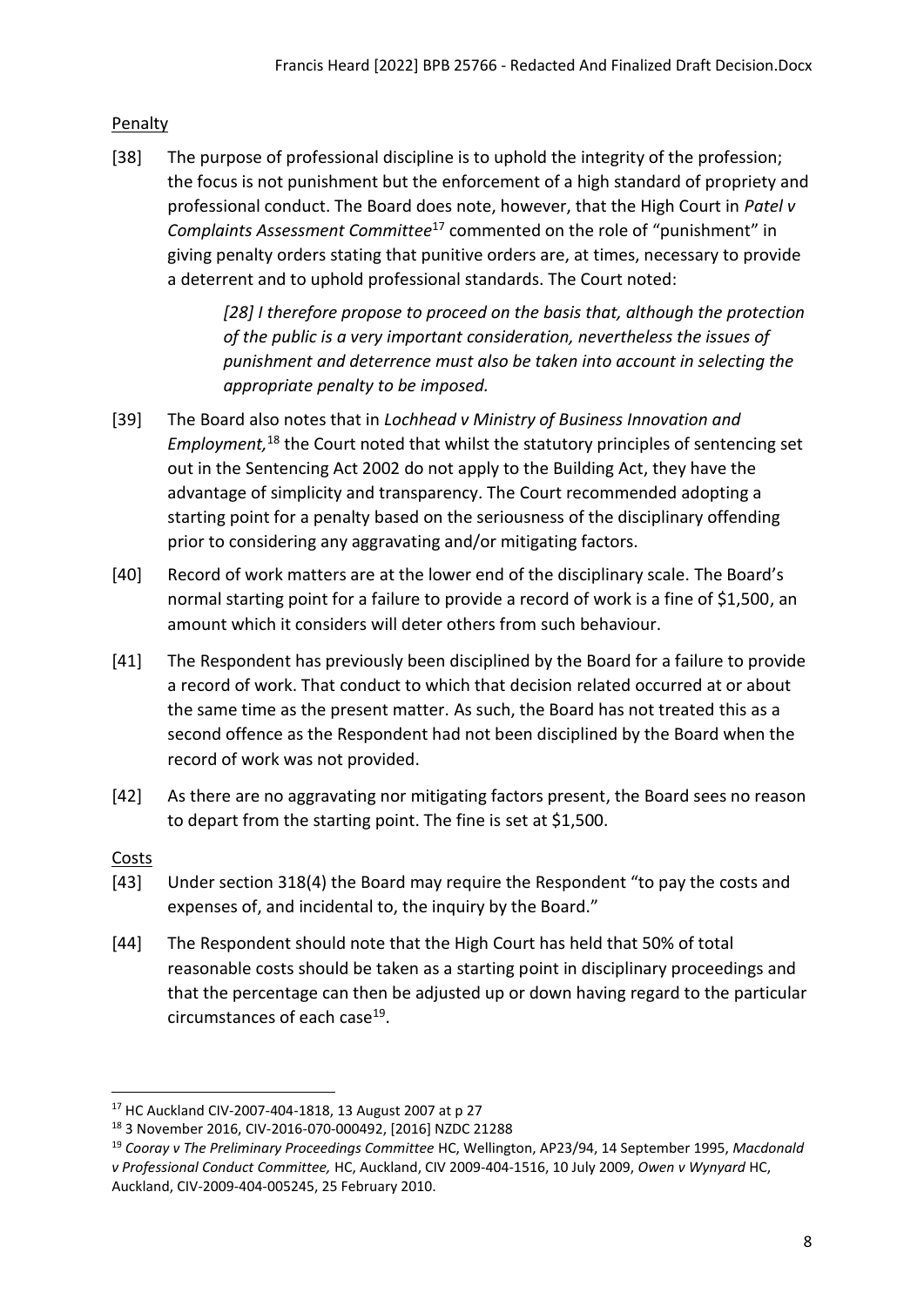Penalty

[38] The purpose of professional discipline is to uphold the integrity of the profession; the focus is not punishment but the enforcement of a high standard of propriety and professional conduct. The Board does note, however, that the High Court in *Patel v Complaints Assessment Committee*[17] commented on the role of "punishment" in giving penalty orders stating that punitive orders are, at times, necessary to provide a deterrent and to uphold professional standards. The Court noted:

> *[28] I therefore propose to proceed on the basis that, although the protection of the public is a very important consideration, nevertheless the issues of punishment and deterrence must also be taken into account in selecting the appropriate penalty to be imposed.*

[39] The Board also notes that in *Lochhead v Ministry of Business Innovation and Employment,*[18] the Court noted that whilst the statutory principles of sentencing set out in the Sentencing Act 2002 do not apply to the Building Act, they have the advantage of simplicity and transparency. The Court recommended adopting a starting point for a penalty based on the seriousness of the disciplinary offending prior to considering any aggravating and/or mitigating factors.

[40] Record of work matters are at the lower end of the disciplinary scale. The Board's normal starting point for a failure to provide a record of work is a fine of $1,500, an amount which it considers will deter others from such behaviour.

[41] The Respondent has previously been disciplined by the Board for a failure to provide a record of work. That conduct to which that decision related occurred at or about the same time as the present matter. As such, the Board has not treated this as a second offence as the Respondent had not been disciplined by the Board when the record of work was not provided.

[42] As there are no aggravating nor mitigating factors present, the Board sees no reason to depart from the starting point. The fine is set at $1,500.

Costs

[43] Under section 318(4) the Board may require the Respondent "to pay the costs and expenses of, and incidental to, the inquiry by the Board."

[44] The Respondent should note that the High Court has held that 50% of total reasonable costs should be taken as a starting point in disciplinary proceedings and that the percentage can then be adjusted up or down having regard to the particular circumstances of each case[19].

---

[17] HC Auckland CIV-2007-404-1818, 13 August 2007 at p 27

[18] 3 November 2016, CIV-2016-070-000492, [2016] NZDC 21288

[19] *Cooray v The Preliminary Proceedings Committee* HC, Wellington, AP23/94, 14 September 1995, *Macdonald v Professional Conduct Committee,* HC, Auckland, CIV 2009-404-1516, 10 July 2009, *Owen v Wynyard* HC, Auckland, CIV-2009-404-005245, 25 February 2010.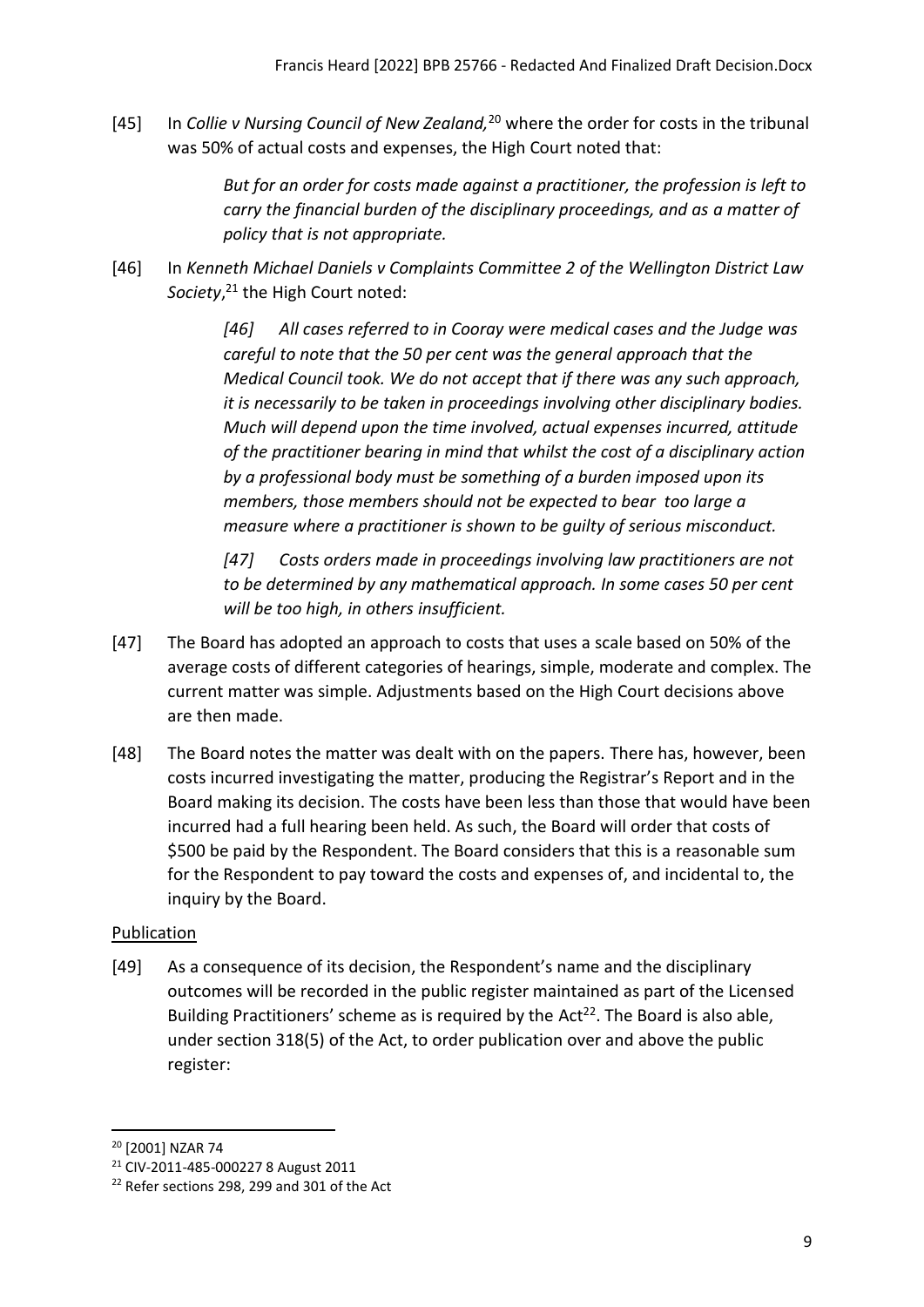[45] In *Collie v Nursing Council of New Zealand,*[20] where the order for costs in the tribunal was 50% of actual costs and expenses, the High Court noted that:

> *But for an order for costs made against a practitioner, the profession is left to carry the financial burden of the disciplinary proceedings, and as a matter of policy that is not appropriate.*

[46] In *Kenneth Michael Daniels v Complaints Committee 2 of the Wellington District Law Society*,[21] the High Court noted:

> *[46] All cases referred to in Cooray were medical cases and the Judge was careful to note that the 50 per cent was the general approach that the Medical Council took. We do not accept that if there was any such approach, it is necessarily to be taken in proceedings involving other disciplinary bodies. Much will depend upon the time involved, actual expenses incurred, attitude of the practitioner bearing in mind that whilst the cost of a disciplinary action by a professional body must be something of a burden imposed upon its members, those members should not be expected to bear too large a measure where a practitioner is shown to be guilty of serious misconduct.*
>
> *[47] Costs orders made in proceedings involving law practitioners are not to be determined by any mathematical approach. In some cases 50 per cent will be too high, in others insufficient.*

[47] The Board has adopted an approach to costs that uses a scale based on 50% of the average costs of different categories of hearings, simple, moderate and complex. The current matter was simple. Adjustments based on the High Court decisions above are then made.

[48] The Board notes the matter was dealt with on the papers. There has, however, been costs incurred investigating the matter, producing the Registrar's Report and in the Board making its decision. The costs have been less than those that would have been incurred had a full hearing been held. As such, the Board will order that costs of $500 be paid by the Respondent. The Board considers that this is a reasonable sum for the Respondent to pay toward the costs and expenses of, and incidental to, the inquiry by the Board.

Publication

[49] As a consequence of its decision, the Respondent's name and the disciplinary outcomes will be recorded in the public register maintained as part of the Licensed Building Practitioners' scheme as is required by the Act[22]. The Board is also able, under section 318(5) of the Act, to order publication over and above the public register:

---

[20] [2001] NZAR 74

[21] CIV-2011-485-000227 8 August 2011

[22] Refer sections 298, 299 and 301 of the Act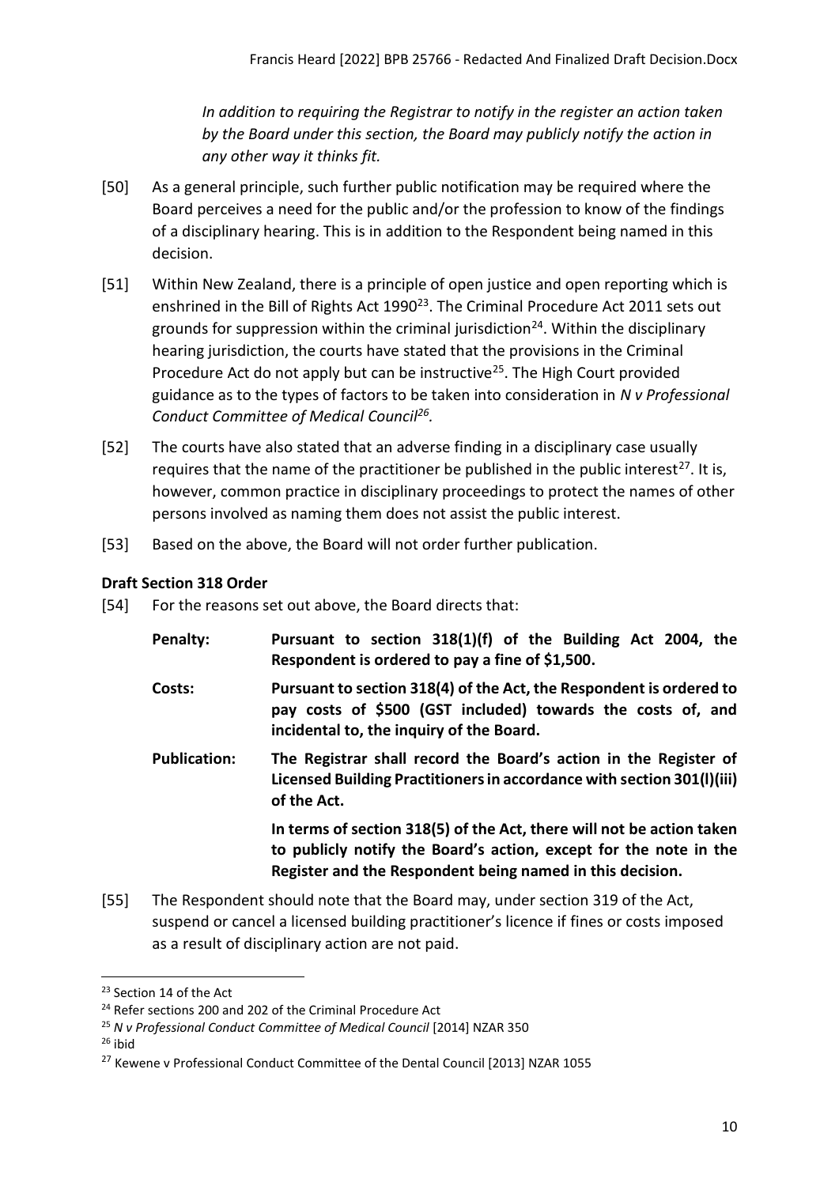*In addition to requiring the Registrar to notify in the register an action taken by the Board under this section, the Board may publicly notify the action in any other way it thinks fit.*

[50] As a general principle, such further public notification may be required where the Board perceives a need for the public and/or the profession to know of the findings of a disciplinary hearing. This is in addition to the Respondent being named in this decision.

[51] Within New Zealand, there is a principle of open justice and open reporting which is enshrined in the Bill of Rights Act 1990[23]. The Criminal Procedure Act 2011 sets out grounds for suppression within the criminal jurisdiction[24]. Within the disciplinary hearing jurisdiction, the courts have stated that the provisions in the Criminal Procedure Act do not apply but can be instructive[25]. The High Court provided guidance as to the types of factors to be taken into consideration in *N v Professional Conduct Committee of Medical Council[26].*

[52] The courts have also stated that an adverse finding in a disciplinary case usually requires that the name of the practitioner be published in the public interest[27]. It is, however, common practice in disciplinary proceedings to protect the names of other persons involved as naming them does not assist the public interest.

[53] Based on the above, the Board will not order further publication.

**Draft Section 318 Order**

[54] For the reasons set out above, the Board directs that:

**Penalty:** **Pursuant to section 318(1)(f) of the Building Act 2004, the Respondent is ordered to pay a fine of $1,500.**

**Costs:** **Pursuant to section 318(4) of the Act, the Respondent is ordered to pay costs of $500 (GST included) towards the costs of, and incidental to, the inquiry of the Board.**

**Publication:** **The Registrar shall record the Board's action in the Register of Licensed Building Practitioners in accordance with section 301(l)(iii) of the Act.**

**In terms of section 318(5) of the Act, there will not be action taken to publicly notify the Board's action, except for the note in the Register and the Respondent being named in this decision.**

[55] The Respondent should note that the Board may, under section 319 of the Act, suspend or cancel a licensed building practitioner's licence if fines or costs imposed as a result of disciplinary action are not paid.

---

[23] Section 14 of the Act

[24] Refer sections 200 and 202 of the Criminal Procedure Act

[25] *N v Professional Conduct Committee of Medical Council* [2014] NZAR 350

[26] ibid

[27] Kewene v Professional Conduct Committee of the Dental Council [2013] NZAR 1055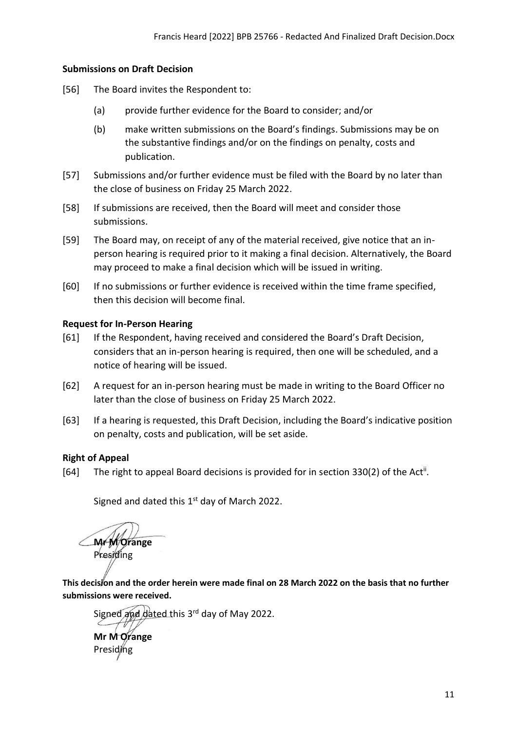### Submissions on Draft Decision

[56] The Board invites the Respondent to:

(a) provide further evidence for the Board to consider; and/or

(b) make written submissions on the Board's findings. Submissions may be on the substantive findings and/or on the findings on penalty, costs and publication.

[57] Submissions and/or further evidence must be filed with the Board by no later than the close of business on Friday 25 March 2022.

[58] If submissions are received, then the Board will meet and consider those submissions.

[59] The Board may, on receipt of any of the material received, give notice that an in-person hearing is required prior to it making a final decision. Alternatively, the Board may proceed to make a final decision which will be issued in writing.

[60] If no submissions or further evidence is received within the time frame specified, then this decision will become final.

### Request for In-Person Hearing

[61] If the Respondent, having received and considered the Board's Draft Decision, considers that an in-person hearing is required, then one will be scheduled, and a notice of hearing will be issued.

[62] A request for an in-person hearing must be made in writing to the Board Officer no later than the close of business on Friday 25 March 2022.

[63] If a hearing is requested, this Draft Decision, including the Board's indicative position on penalty, costs and publication, will be set aside.

### Right of Appeal

[64] The right to appeal Board decisions is provided for in section 330(2) of the Act[ii].

Signed and dated this 1st day of March 2022.

**Mr M Orange**
Presiding

**This decision and the order herein were made final on 28 March 2022 on the basis that no further submissions were received.**

Signed and dated this 3rd day of May 2022.

**Mr M Orange**
Presiding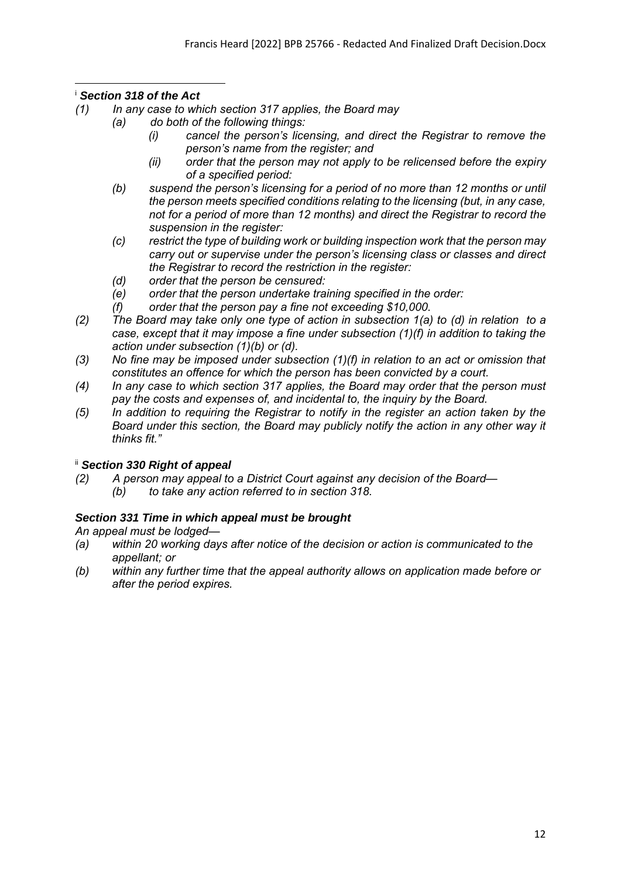[i] ***Section 318 of the Act***

*(1) In any case to which section 317 applies, the Board may*

- *(a) do both of the following things:*
  - *(i) cancel the person's licensing, and direct the Registrar to remove the person's name from the register; and*
  - *(ii) order that the person may not apply to be relicensed before the expiry of a specified period:*
- *(b) suspend the person's licensing for a period of no more than 12 months or until the person meets specified conditions relating to the licensing (but, in any case, not for a period of more than 12 months) and direct the Registrar to record the suspension in the register:*
- *(c) restrict the type of building work or building inspection work that the person may carry out or supervise under the person's licensing class or classes and direct the Registrar to record the restriction in the register:*
- *(d) order that the person be censured:*
- *(e) order that the person undertake training specified in the order:*
- *(f) order that the person pay a fine not exceeding $10,000.*

*(2) The Board may take only one type of action in subsection 1(a) to (d) in relation to a case, except that it may impose a fine under subsection (1)(f) in addition to taking the action under subsection (1)(b) or (d).*

*(3) No fine may be imposed under subsection (1)(f) in relation to an act or omission that constitutes an offence for which the person has been convicted by a court.*

*(4) In any case to which section 317 applies, the Board may order that the person must pay the costs and expenses of, and incidental to, the inquiry by the Board.*

*(5) In addition to requiring the Registrar to notify in the register an action taken by the Board under this section, the Board may publicly notify the action in any other way it thinks fit."*

[ii] ***Section 330 Right of appeal***

*(2) A person may appeal to a District Court against any decision of the Board—*

- *(b) to take any action referred to in section 318.*

***Section 331 Time in which appeal must be brought***

*An appeal must be lodged—*

- *(a) within 20 working days after notice of the decision or action is communicated to the appellant; or*
- *(b) within any further time that the appeal authority allows on application made before or after the period expires.*